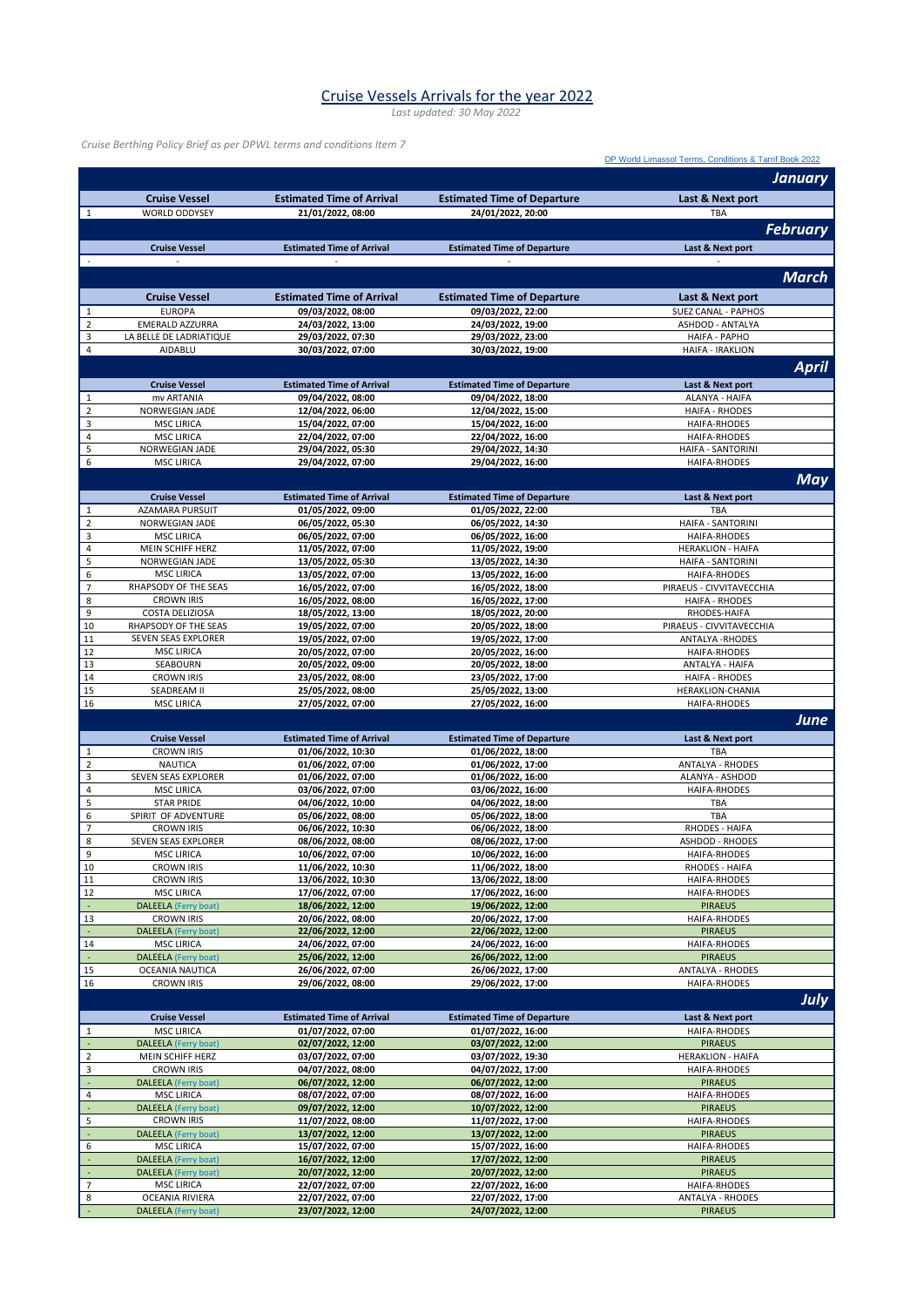# Cruise Vessels Arrivals for the year 2022

*Last updated: 30 May 2022*

*Cruise Berthing Policy Brief as per DPWL terms and conditions Item 7*

DP World Limassol Terms, Conditions & Tarrif Book 2022

## January

| | Cruise Vessel | Estimated Time of Arrival | Estimated Time of Departure | Last & Next port |
|---|---|---|---|---|
| 1 | WORLD ODDYSEY | 21/01/2022, 08:00 | 24/01/2022, 20:00 | TBA |

## February

| | Cruise Vessel | Estimated Time of Arrival | Estimated Time of Departure | Last & Next port |
|---|---|---|---|---|
| - | - | - | - | - |

## March

| | Cruise Vessel | Estimated Time of Arrival | Estimated Time of Departure | Last & Next port |
|---|---|---|---|---|
| 1 | EUROPA | 09/03/2022, 08:00 | 09/03/2022, 22:00 | SUEZ CANAL - PAPHOS |
| 2 | EMERALD AZZURRA | 24/03/2022, 13:00 | 24/03/2022, 19:00 | ASHDOD - ANTALYA |
| 3 | LA BELLE DE LADRIATIQUE | 29/03/2022, 07:30 | 29/03/2022, 23:00 | HAIFA - PAPHO |
| 4 | AIDABLU | 30/03/2022, 07:00 | 30/03/2022, 19:00 | HAIFA - IRAKLION |

## April

| | Cruise Vessel | Estimated Time of Arrival | Estimated Time of Departure | Last & Next port |
|---|---|---|---|---|
| 1 | mv ARTANIA | 09/04/2022, 08:00 | 09/04/2022, 18:00 | ALANYA - HAIFA |
| 2 | NORWEGIAN JADE | 12/04/2022, 06:00 | 12/04/2022, 15:00 | HAIFA - RHODES |
| 3 | MSC LIRICA | 15/04/2022, 07:00 | 15/04/2022, 16:00 | HAIFA-RHODES |
| 4 | MSC LIRICA | 22/04/2022, 07:00 | 22/04/2022, 16:00 | HAIFA-RHODES |
| 5 | NORWEGIAN JADE | 29/04/2022, 05:30 | 29/04/2022, 14:30 | HAIFA - SANTORINI |
| 6 | MSC LIRICA | 29/04/2022, 07:00 | 29/04/2022, 16:00 | HAIFA-RHODES |

## May

| | Cruise Vessel | Estimated Time of Arrival | Estimated Time of Departure | Last & Next port |
|---|---|---|---|---|
| 1 | AZAMARA PURSUIT | 01/05/2022, 09:00 | 01/05/2022, 22:00 | TBA |
| 2 | NORWEGIAN JADE | 06/05/2022, 05:30 | 06/05/2022, 14:30 | HAIFA - SANTORINI |
| 3 | MSC LIRICA | 06/05/2022, 07:00 | 06/05/2022, 16:00 | HAIFA-RHODES |
| 4 | MEIN SCHIFF HERZ | 11/05/2022, 07:00 | 11/05/2022, 19:00 | HERAKLION - HAIFA |
| 5 | NORWEGIAN JADE | 13/05/2022, 05:30 | 13/05/2022, 14:30 | HAIFA - SANTORINI |
| 6 | MSC LIRICA | 13/05/2022, 07:00 | 13/05/2022, 16:00 | HAIFA-RHODES |
| 7 | RHAPSODY OF THE SEAS | 16/05/2022, 07:00 | 16/05/2022, 18:00 | PIRAEUS - CIVVITAVECCHIA |
| 8 | CROWN IRIS | 16/05/2022, 08:00 | 16/05/2022, 17:00 | HAIFA - RHODES |
| 9 | COSTA DELIZIOSA | 18/05/2022, 13:00 | 18/05/2022, 20:00 | RHODES-HAIFA |
| 10 | RHAPSODY OF THE SEAS | 19/05/2022, 07:00 | 20/05/2022, 18:00 | PIRAEUS - CIVVITAVECCHIA |
| 11 | SEVEN SEAS EXPLORER | 19/05/2022, 07:00 | 19/05/2022, 17:00 | ANTALYA -RHODES |
| 12 | MSC LIRICA | 20/05/2022, 07:00 | 20/05/2022, 16:00 | HAIFA-RHODES |
| 13 | SEABOURN | 20/05/2022, 09:00 | 20/05/2022, 18:00 | ANTALYA - HAIFA |
| 14 | CROWN IRIS | 23/05/2022, 08:00 | 23/05/2022, 17:00 | HAIFA - RHODES |
| 15 | SEADREAM II | 25/05/2022, 08:00 | 25/05/2022, 13:00 | HERAKLION-CHANIA |
| 16 | MSC LIRICA | 27/05/2022, 07:00 | 27/05/2022, 16:00 | HAIFA-RHODES |

## June

| | Cruise Vessel | Estimated Time of Arrival | Estimated Time of Departure | Last & Next port |
|---|---|---|---|---|
| 1 | CROWN IRIS | 01/06/2022, 10:30 | 01/06/2022, 18:00 | TBA |
| 2 | NAUTICA | 01/06/2022, 07:00 | 01/06/2022, 17:00 | ANTALYA - RHODES |
| 3 | SEVEN SEAS EXPLORER | 01/06/2022, 07:00 | 01/06/2022, 16:00 | ALANYA - ASHDOD |
| 4 | MSC LIRICA | 03/06/2022, 07:00 | 03/06/2022, 16:00 | HAIFA-RHODES |
| 5 | STAR PRIDE | 04/06/2022, 10:00 | 04/06/2022, 18:00 | TBA |
| 6 | SPIRIT OF ADVENTURE | 05/06/2022, 08:00 | 05/06/2022, 18:00 | TBA |
| 7 | CROWN IRIS | 06/06/2022, 10:30 | 06/06/2022, 18:00 | RHODES - HAIFA |
| 8 | SEVEN SEAS EXPLORER | 08/06/2022, 08:00 | 08/06/2022, 17:00 | ASHDOD - RHODES |
| 9 | MSC LIRICA | 10/06/2022, 07:00 | 10/06/2022, 16:00 | HAIFA-RHODES |
| 10 | CROWN IRIS | 11/06/2022, 10:30 | 11/06/2022, 18:00 | RHODES - HAIFA |
| 11 | CROWN IRIS | 13/06/2022, 10:30 | 13/06/2022, 18:00 | HAIFA-RHODES |
| 12 | MSC LIRICA | 17/06/2022, 07:00 | 17/06/2022, 16:00 | HAIFA-RHODES |
| - | DALEELA (Ferry boat) | 18/06/2022, 12:00 | 19/06/2022, 12:00 | PIRAEUS |
| 13 | CROWN IRIS | 20/06/2022, 08:00 | 20/06/2022, 17:00 | HAIFA-RHODES |
| - | DALEELA (Ferry boat) | 22/06/2022, 12:00 | 22/06/2022, 12:00 | PIRAEUS |
| 14 | MSC LIRICA | 24/06/2022, 07:00 | 24/06/2022, 16:00 | HAIFA-RHODES |
| - | DALEELA (Ferry boat) | 25/06/2022, 12:00 | 26/06/2022, 12:00 | PIRAEUS |
| 15 | OCEANIA NAUTICA | 26/06/2022, 07:00 | 26/06/2022, 17:00 | ANTALYA - RHODES |
| 16 | CROWN IRIS | 29/06/2022, 08:00 | 29/06/2022, 17:00 | HAIFA-RHODES |

## July

| | Cruise Vessel | Estimated Time of Arrival | Estimated Time of Departure | Last & Next port |
|---|---|---|---|---|
| 1 | MSC LIRICA | 01/07/2022, 07:00 | 01/07/2022, 16:00 | HAIFA-RHODES |
| - | DALEELA (Ferry boat) | 02/07/2022, 12:00 | 03/07/2022, 12:00 | PIRAEUS |
| 2 | MEIN SCHIFF HERZ | 03/07/2022, 07:00 | 03/07/2022, 19:30 | HERAKLION - HAIFA |
| 3 | CROWN IRIS | 04/07/2022, 08:00 | 04/07/2022, 17:00 | HAIFA-RHODES |
| - | DALEELA (Ferry boat) | 06/07/2022, 12:00 | 06/07/2022, 12:00 | PIRAEUS |
| 4 | MSC LIRICA | 08/07/2022, 07:00 | 08/07/2022, 16:00 | HAIFA-RHODES |
| - | DALEELA (Ferry boat) | 09/07/2022, 12:00 | 10/07/2022, 12:00 | PIRAEUS |
| 5 | CROWN IRIS | 11/07/2022, 08:00 | 11/07/2022, 17:00 | HAIFA-RHODES |
| - | DALEELA (Ferry boat) | 13/07/2022, 12:00 | 13/07/2022, 12:00 | PIRAEUS |
| 6 | MSC LIRICA | 15/07/2022, 07:00 | 15/07/2022, 16:00 | HAIFA-RHODES |
| - | DALEELA (Ferry boat) | 16/07/2022, 12:00 | 17/07/2022, 12:00 | PIRAEUS |
| - | DALEELA (Ferry boat) | 20/07/2022, 12:00 | 20/07/2022, 12:00 | PIRAEUS |
| 7 | MSC LIRICA | 22/07/2022, 07:00 | 22/07/2022, 16:00 | HAIFA-RHODES |
| 8 | OCEANIA RIVIERA | 22/07/2022, 07:00 | 22/07/2022, 17:00 | ANTALYA - RHODES |
| - | DALEELA (Ferry boat) | 23/07/2022, 12:00 | 24/07/2022, 12:00 | PIRAEUS |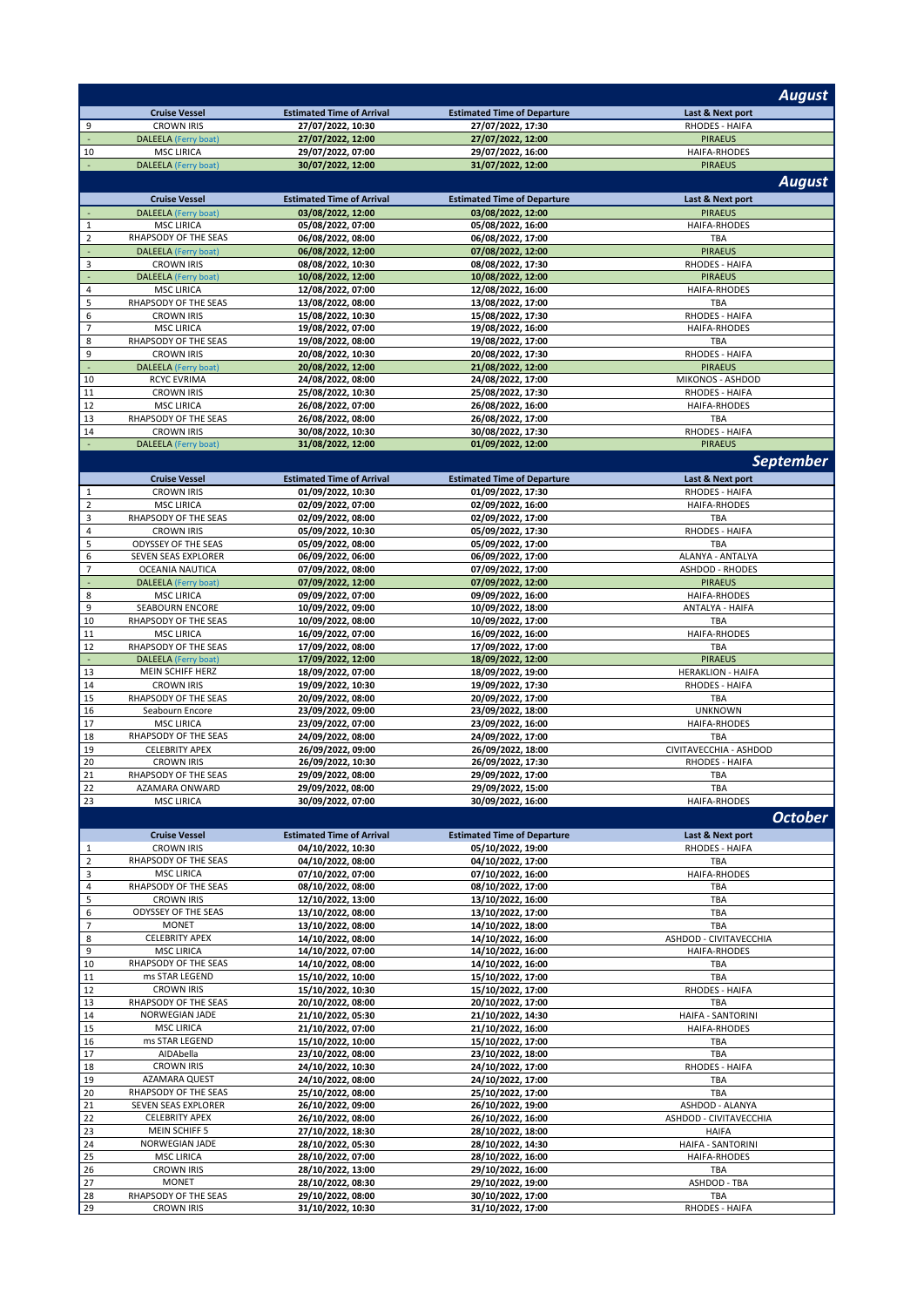## August

| | Cruise Vessel | Estimated Time of Arrival | Estimated Time of Departure | Last & Next port |
|---|---|---|---|---|
| 9 | CROWN IRIS | 27/07/2022, 10:30 | 27/07/2022, 17:30 | RHODES - HAIFA |
| - | DALEELA (Ferry boat) | 27/07/2022, 12:00 | 27/07/2022, 12:00 | PIRAEUS |
| 10 | MSC LIRICA | 29/07/2022, 07:00 | 29/07/2022, 16:00 | HAIFA-RHODES |
| - | DALEELA (Ferry boat) | 30/07/2022, 12:00 | 31/07/2022, 12:00 | PIRAEUS |

## August

| | Cruise Vessel | Estimated Time of Arrival | Estimated Time of Departure | Last & Next port |
|---|---|---|---|---|
| - | DALEELA (Ferry boat) | 03/08/2022, 12:00 | 03/08/2022, 12:00 | PIRAEUS |
| 1 | MSC LIRICA | 05/08/2022, 07:00 | 05/08/2022, 16:00 | HAIFA-RHODES |
| 2 | RHAPSODY OF THE SEAS | 06/08/2022, 08:00 | 06/08/2022, 17:00 | TBA |
| - | DALEELA (Ferry boat) | 06/08/2022, 12:00 | 07/08/2022, 12:00 | PIRAEUS |
| 3 | CROWN IRIS | 08/08/2022, 10:30 | 08/08/2022, 17:30 | RHODES - HAIFA |
| - | DALEELA (Ferry boat) | 10/08/2022, 12:00 | 10/08/2022, 12:00 | PIRAEUS |
| 4 | MSC LIRICA | 12/08/2022, 07:00 | 12/08/2022, 16:00 | HAIFA-RHODES |
| 5 | RHAPSODY OF THE SEAS | 13/08/2022, 08:00 | 13/08/2022, 17:00 | TBA |
| 6 | CROWN IRIS | 15/08/2022, 10:30 | 15/08/2022, 17:30 | RHODES - HAIFA |
| 7 | MSC LIRICA | 19/08/2022, 07:00 | 19/08/2022, 16:00 | HAIFA-RHODES |
| 8 | RHAPSODY OF THE SEAS | 19/08/2022, 08:00 | 19/08/2022, 17:00 | TBA |
| 9 | CROWN IRIS | 20/08/2022, 10:30 | 20/08/2022, 17:30 | RHODES - HAIFA |
| - | DALEELA (Ferry boat) | 20/08/2022, 12:00 | 21/08/2022, 12:00 | PIRAEUS |
| 10 | RCYC EVRIMA | 24/08/2022, 08:00 | 24/08/2022, 17:00 | MIKONOS - ASHDOD |
| 11 | CROWN IRIS | 25/08/2022, 10:30 | 25/08/2022, 17:30 | RHODES - HAIFA |
| 12 | MSC LIRICA | 26/08/2022, 07:00 | 26/08/2022, 16:00 | HAIFA-RHODES |
| 13 | RHAPSODY OF THE SEAS | 26/08/2022, 08:00 | 26/08/2022, 17:00 | TBA |
| 14 | CROWN IRIS | 30/08/2022, 10:30 | 30/08/2022, 17:30 | RHODES - HAIFA |
| - | DALEELA (Ferry boat) | 31/08/2022, 12:00 | 01/09/2022, 12:00 | PIRAEUS |

## September

| | Cruise Vessel | Estimated Time of Arrival | Estimated Time of Departure | Last & Next port |
|---|---|---|---|---|
| 1 | CROWN IRIS | 01/09/2022, 10:30 | 01/09/2022, 17:30 | RHODES - HAIFA |
| 2 | MSC LIRICA | 02/09/2022, 07:00 | 02/09/2022, 16:00 | HAIFA-RHODES |
| 3 | RHAPSODY OF THE SEAS | 02/09/2022, 08:00 | 02/09/2022, 17:00 | TBA |
| 4 | CROWN IRIS | 05/09/2022, 10:30 | 05/09/2022, 17:30 | RHODES - HAIFA |
| 5 | ODYSSEY OF THE SEAS | 05/09/2022, 08:00 | 05/09/2022, 17:00 | TBA |
| 6 | SEVEN SEAS EXPLORER | 06/09/2022, 06:00 | 06/09/2022, 17:00 | ALANYA - ANTALYA |
| 7 | OCEANIA NAUTICA | 07/09/2022, 08:00 | 07/09/2022, 17:00 | ASHDOD - RHODES |
| - | DALEELA (Ferry boat) | 07/09/2022, 12:00 | 07/09/2022, 12:00 | PIRAEUS |
| 8 | MSC LIRICA | 09/09/2022, 07:00 | 09/09/2022, 16:00 | HAIFA-RHODES |
| 9 | SEABOURN ENCORE | 10/09/2022, 09:00 | 10/09/2022, 18:00 | ANTALYA - HAIFA |
| 10 | RHAPSODY OF THE SEAS | 10/09/2022, 08:00 | 10/09/2022, 17:00 | TBA |
| 11 | MSC LIRICA | 16/09/2022, 07:00 | 16/09/2022, 16:00 | HAIFA-RHODES |
| 12 | RHAPSODY OF THE SEAS | 17/09/2022, 08:00 | 17/09/2022, 17:00 | TBA |
| - | DALEELA (Ferry boat) | 17/09/2022, 12:00 | 18/09/2022, 12:00 | PIRAEUS |
| 13 | MEIN SCHIFF HERZ | 18/09/2022, 07:00 | 18/09/2022, 19:00 | HERAKLION - HAIFA |
| 14 | CROWN IRIS | 19/09/2022, 10:30 | 19/09/2022, 17:30 | RHODES - HAIFA |
| 15 | RHAPSODY OF THE SEAS | 20/09/2022, 08:00 | 20/09/2022, 17:00 | TBA |
| 16 | Seabourn Encore | 23/09/2022, 09:00 | 23/09/2022, 18:00 | UNKNOWN |
| 17 | MSC LIRICA | 23/09/2022, 07:00 | 23/09/2022, 16:00 | HAIFA-RHODES |
| 18 | RHAPSODY OF THE SEAS | 24/09/2022, 08:00 | 24/09/2022, 17:00 | TBA |
| 19 | CELEBRITY APEX | 26/09/2022, 09:00 | 26/09/2022, 18:00 | CIVITAVECCHIA - ASHDOD |
| 20 | CROWN IRIS | 26/09/2022, 10:30 | 26/09/2022, 17:30 | RHODES - HAIFA |
| 21 | RHAPSODY OF THE SEAS | 29/09/2022, 08:00 | 29/09/2022, 17:00 | TBA |
| 22 | AZAMARA ONWARD | 29/09/2022, 08:00 | 29/09/2022, 15:00 | TBA |
| 23 | MSC LIRICA | 30/09/2022, 07:00 | 30/09/2022, 16:00 | HAIFA-RHODES |

## October

| | Cruise Vessel | Estimated Time of Arrival | Estimated Time of Departure | Last & Next port |
|---|---|---|---|---|
| 1 | CROWN IRIS | 04/10/2022, 10:30 | 05/10/2022, 19:00 | RHODES - HAIFA |
| 2 | RHAPSODY OF THE SEAS | 04/10/2022, 08:00 | 04/10/2022, 17:00 | TBA |
| 3 | MSC LIRICA | 07/10/2022, 07:00 | 07/10/2022, 16:00 | HAIFA-RHODES |
| 4 | RHAPSODY OF THE SEAS | 08/10/2022, 08:00 | 08/10/2022, 17:00 | TBA |
| 5 | CROWN IRIS | 12/10/2022, 13:00 | 13/10/2022, 16:00 | TBA |
| 6 | ODYSSEY OF THE SEAS | 13/10/2022, 08:00 | 13/10/2022, 17:00 | TBA |
| 7 | MONET | 13/10/2022, 08:00 | 14/10/2022, 18:00 | TBA |
| 8 | CELEBRITY APEX | 14/10/2022, 08:00 | 14/10/2022, 16:00 | ASHDOD - CIVITAVECCHIA |
| 9 | MSC LIRICA | 14/10/2022, 07:00 | 14/10/2022, 16:00 | HAIFA-RHODES |
| 10 | RHAPSODY OF THE SEAS | 14/10/2022, 08:00 | 14/10/2022, 16:00 | TBA |
| 11 | ms STAR LEGEND | 15/10/2022, 10:00 | 15/10/2022, 17:00 | TBA |
| 12 | CROWN IRIS | 15/10/2022, 10:30 | 15/10/2022, 17:00 | RHODES - HAIFA |
| 13 | RHAPSODY OF THE SEAS | 20/10/2022, 08:00 | 20/10/2022, 17:00 | TBA |
| 14 | NORWEGIAN JADE | 21/10/2022, 05:30 | 21/10/2022, 14:30 | HAIFA - SANTORINI |
| 15 | MSC LIRICA | 21/10/2022, 07:00 | 21/10/2022, 16:00 | HAIFA-RHODES |
| 16 | ms STAR LEGEND | 15/10/2022, 10:00 | 15/10/2022, 17:00 | TBA |
| 17 | AIDAbella | 23/10/2022, 08:00 | 23/10/2022, 18:00 | TBA |
| 18 | CROWN IRIS | 24/10/2022, 10:30 | 24/10/2022, 17:00 | RHODES - HAIFA |
| 19 | AZAMARA QUEST | 24/10/2022, 08:00 | 24/10/2022, 17:00 | TBA |
| 20 | RHAPSODY OF THE SEAS | 25/10/2022, 08:00 | 25/10/2022, 17:00 | TBA |
| 21 | SEVEN SEAS EXPLORER | 26/10/2022, 09:00 | 26/10/2022, 19:00 | ASHDOD - ALANYA |
| 22 | CELEBRITY APEX | 26/10/2022, 08:00 | 26/10/2022, 16:00 | ASHDOD - CIVITAVECCHIA |
| 23 | MEIN SCHIFF 5 | 27/10/2022, 18:30 | 28/10/2022, 18:00 | HAIFA |
| 24 | NORWEGIAN JADE | 28/10/2022, 05:30 | 28/10/2022, 14:30 | HAIFA - SANTORINI |
| 25 | MSC LIRICA | 28/10/2022, 07:00 | 28/10/2022, 16:00 | HAIFA-RHODES |
| 26 | CROWN IRIS | 28/10/2022, 13:00 | 29/10/2022, 16:00 | TBA |
| 27 | MONET | 28/10/2022, 08:30 | 29/10/2022, 19:00 | ASHDOD - TBA |
| 28 | RHAPSODY OF THE SEAS | 29/10/2022, 08:00 | 30/10/2022, 17:00 | TBA |
| 29 | CROWN IRIS | 31/10/2022, 10:30 | 31/10/2022, 17:00 | RHODES - HAIFA |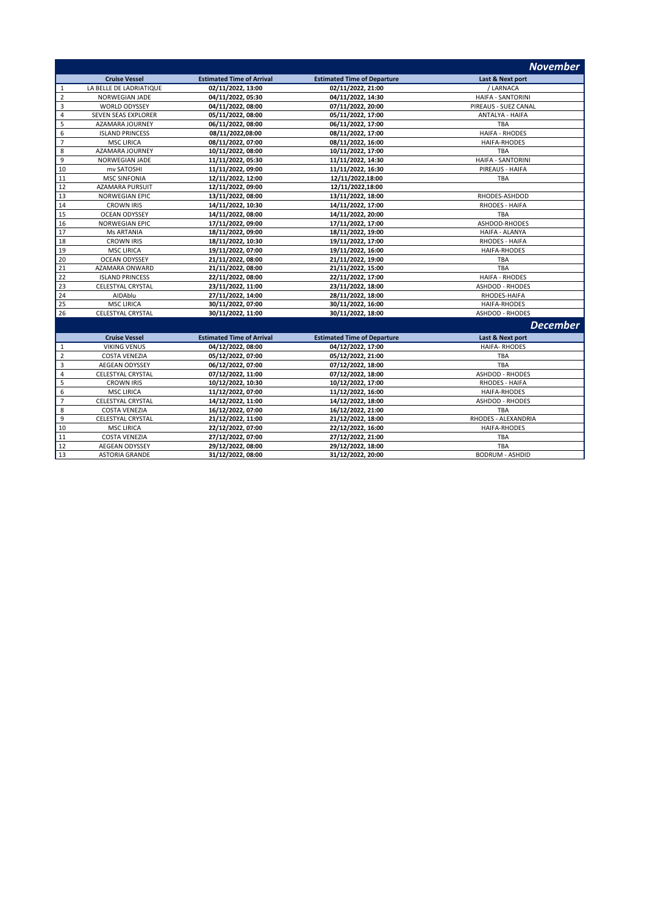## November

| | Cruise Vessel | Estimated Time of Arrival | Estimated Time of Departure | Last & Next port |
|---|---|---|---|---|
| 1 | LA BELLE DE LADRIATIQUE | 02/11/2022, 13:00 | 02/11/2022, 21:00 | / LARNACA |
| 2 | NORWEGIAN JADE | 04/11/2022, 05:30 | 04/11/2022, 14:30 | HAIFA - SANTORINI |
| 3 | WORLD ODYSSEY | 04/11/2022, 08:00 | 07/11/2022, 20:00 | PIREAUS - SUEZ CANAL |
| 4 | SEVEN SEAS EXPLORER | 05/11/2022, 08:00 | 05/11/2022, 17:00 | ANTALYA - HAIFA |
| 5 | AZAMARA JOURNEY | 06/11/2022, 08:00 | 06/11/2022, 17:00 | TBA |
| 6 | ISLAND PRINCESS | 08/11/2022,08:00 | 08/11/2022, 17:00 | HAIFA - RHODES |
| 7 | MSC LIRICA | 08/11/2022, 07:00 | 08/11/2022, 16:00 | HAIFA-RHODES |
| 8 | AZAMARA JOURNEY | 10/11/2022, 08:00 | 10/11/2022, 17:00 | TBA |
| 9 | NORWEGIAN JADE | 11/11/2022, 05:30 | 11/11/2022, 14:30 | HAIFA - SANTORINI |
| 10 | mv SATOSHI | 11/11/2022, 09:00 | 11/11/2022, 16:30 | PIREAUS - HAIFA |
| 11 | MSC SINFONIA | 12/11/2022, 12:00 | 12/11/2022,18:00 | TBA |
| 12 | AZAMARA PURSUIT | 12/11/2022, 09:00 | 12/11/2022,18:00 | |
| 13 | NORWEGIAN EPIC | 13/11/2022, 08:00 | 13/11/2022, 18:00 | RHODES-ASHDOD |
| 14 | CROWN IRIS | 14/11/2022, 10:30 | 14/11/2022, 17:00 | RHODES - HAIFA |
| 15 | OCEAN ODYSSEY | 14/11/2022, 08:00 | 14/11/2022, 20:00 | TBA |
| 16 | NORWEGIAN EPIC | 17/11/2022, 09:00 | 17/11/2022, 17:00 | ASHDOD-RHODES |
| 17 | Ms ARTANIA | 18/11/2022, 09:00 | 18/11/2022, 19:00 | HAIFA - ALANYA |
| 18 | CROWN IRIS | 18/11/2022, 10:30 | 19/11/2022, 17:00 | RHODES - HAIFA |
| 19 | MSC LIRICA | 19/11/2022, 07:00 | 19/11/2022, 16:00 | HAIFA-RHODES |
| 20 | OCEAN ODYSSEY | 21/11/2022, 08:00 | 21/11/2022, 19:00 | TBA |
| 21 | AZAMARA ONWARD | 21/11/2022, 08:00 | 21/11/2022, 15:00 | TBA |
| 22 | ISLAND PRINCESS | 22/11/2022, 08:00 | 22/11/2022, 17:00 | HAIFA - RHODES |
| 23 | CELESTYAL CRYSTAL | 23/11/2022, 11:00 | 23/11/2022, 18:00 | ASHDOD - RHODES |
| 24 | AIDAblu | 27/11/2022, 14:00 | 28/11/2022, 18:00 | RHODES-HAIFA |
| 25 | MSC LIRICA | 30/11/2022, 07:00 | 30/11/2022, 16:00 | HAIFA-RHODES |
| 26 | CELESTYAL CRYSTAL | 30/11/2022, 11:00 | 30/11/2022, 18:00 | ASHDOD - RHODES |

## December

| | Cruise Vessel | Estimated Time of Arrival | Estimated Time of Departure | Last & Next port |
|---|---|---|---|---|
| 1 | VIKING VENUS | 04/12/2022, 08:00 | 04/12/2022, 17:00 | HAIFA- RHODES |
| 2 | COSTA VENEZIA | 05/12/2022, 07:00 | 05/12/2022, 21:00 | TBA |
| 3 | AEGEAN ODYSSEY | 06/12/2022, 07:00 | 07/12/2022, 18:00 | TBA |
| 4 | CELESTYAL CRYSTAL | 07/12/2022, 11:00 | 07/12/2022, 18:00 | ASHDOD - RHODES |
| 5 | CROWN IRIS | 10/12/2022, 10:30 | 10/12/2022, 17:00 | RHODES - HAIFA |
| 6 | MSC LIRICA | 11/12/2022, 07:00 | 11/12/2022, 16:00 | HAIFA-RHODES |
| 7 | CELESTYAL CRYSTAL | 14/12/2022, 11:00 | 14/12/2022, 18:00 | ASHDOD - RHODES |
| 8 | COSTA VENEZIA | 16/12/2022, 07:00 | 16/12/2022, 21:00 | TBA |
| 9 | CELESTYAL CRYSTAL | 21/12/2022, 11:00 | 21/12/2022, 18:00 | RHODES - ALEXANDRIA |
| 10 | MSC LIRICA | 22/12/2022, 07:00 | 22/12/2022, 16:00 | HAIFA-RHODES |
| 11 | COSTA VENEZIA | 27/12/2022, 07:00 | 27/12/2022, 21:00 | TBA |
| 12 | AEGEAN ODYSSEY | 29/12/2022, 08:00 | 29/12/2022, 18:00 | TBA |
| 13 | ASTORIA GRANDE | 31/12/2022, 08:00 | 31/12/2022, 20:00 | BODRUM - ASHDID |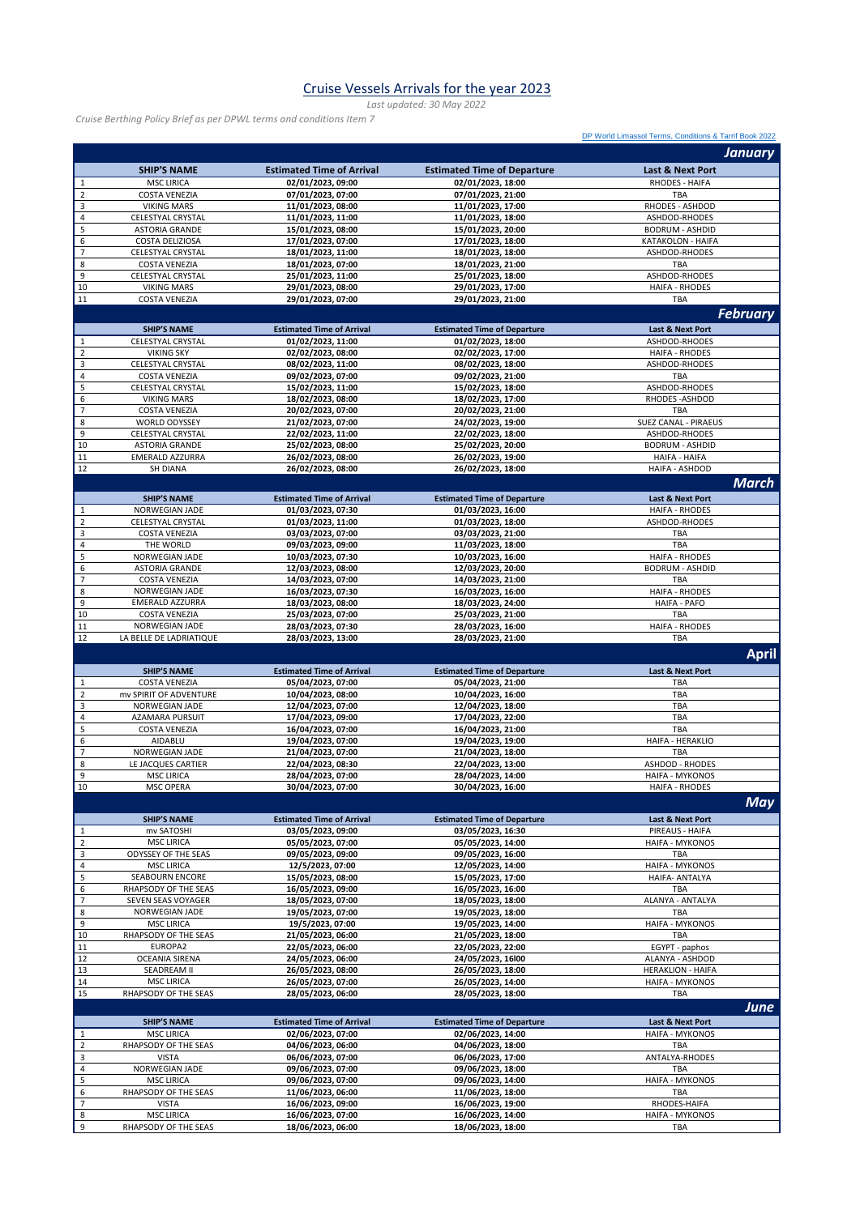# Cruise Vessels Arrivals for the year 2023

*Last updated: 30 May 2022*

*Cruise Berthing Policy Brief as per DPWL terms and conditions Item 7*

DP World Limassol Terms, Conditions & Tariff Book 2022

## *January*

| | SHIP'S NAME | Estimated Time of Arrival | Estimated Time of Departure | Last & Next Port |
|---|---|---|---|---|
| 1 | MSC LIRICA | 02/01/2023, 09:00 | 02/01/2023, 18:00 | RHODES - HAIFA |
| 2 | COSTA VENEZIA | 07/01/2023, 07:00 | 07/01/2023, 21:00 | TBA |
| 3 | VIKING MARS | 11/01/2023, 08:00 | 11/01/2023, 17:00 | RHODES - ASHDOD |
| 4 | CELESTYAL CRYSTAL | 11/01/2023, 11:00 | 11/01/2023, 18:00 | ASHDOD-RHODES |
| 5 | ASTORIA GRANDE | 15/01/2023, 08:00 | 15/01/2023, 20:00 | BODRUM - ASHDID |
| 6 | COSTA DELIZIOSA | 17/01/2023, 07:00 | 17/01/2023, 18:00 | KATAKOLON - HAIFA |
| 7 | CELESTYAL CRYSTAL | 18/01/2023, 11:00 | 18/01/2023, 18:00 | ASHDOD-RHODES |
| 8 | COSTA VENEZIA | 18/01/2023, 07:00 | 18/01/2023, 21:00 | TBA |
| 9 | CELESTYAL CRYSTAL | 25/01/2023, 11:00 | 25/01/2023, 18:00 | ASHDOD-RHODES |
| 10 | VIKING MARS | 29/01/2023, 08:00 | 29/01/2023, 17:00 | HAIFA - RHODES |
| 11 | COSTA VENEZIA | 29/01/2023, 07:00 | 29/01/2023, 21:00 | TBA |

## *February*

| | SHIP'S NAME | Estimated Time of Arrival | Estimated Time of Departure | Last & Next Port |
|---|---|---|---|---|
| 1 | CELESTYAL CRYSTAL | 01/02/2023, 11:00 | 01/02/2023, 18:00 | ASHDOD-RHODES |
| 2 | VIKING SKY | 02/02/2023, 08:00 | 02/02/2023, 17:00 | HAIFA - RHODES |
| 3 | CELESTYAL CRYSTAL | 08/02/2023, 11:00 | 08/02/2023, 18:00 | ASHDOD-RHODES |
| 4 | COSTA VENEZIA | 09/02/2023, 07:00 | 09/02/2023, 21:00 | TBA |
| 5 | CELESTYAL CRYSTAL | 15/02/2023, 11:00 | 15/02/2023, 18:00 | ASHDOD-RHODES |
| 6 | VIKING MARS | 18/02/2023, 08:00 | 18/02/2023, 17:00 | RHODES -ASHDOD |
| 7 | COSTA VENEZIA | 20/02/2023, 07:00 | 20/02/2023, 21:00 | TBA |
| 8 | WORLD ODYSSEY | 21/02/2023, 07:00 | 24/02/2023, 19:00 | SUEZ CANAL - PIRAEUS |
| 9 | CELESTYAL CRYSTAL | 22/02/2023, 11:00 | 22/02/2023, 18:00 | ASHDOD-RHODES |
| 10 | ASTORIA GRANDE | 25/02/2023, 08:00 | 25/02/2023, 20:00 | BODRUM - ASHDID |
| 11 | EMERALD AZZURRA | 26/02/2023, 08:00 | 26/02/2023, 19:00 | HAIFA - HAIFA |
| 12 | SH DIANA | 26/02/2023, 08:00 | 26/02/2023, 18:00 | HAIFA - ASHDOD |

## *March*

| | SHIP'S NAME | Estimated Time of Arrival | Estimated Time of Departure | Last & Next Port |
|---|---|---|---|---|
| 1 | NORWEGIAN JADE | 01/03/2023, 07:30 | 01/03/2023, 16:00 | HAIFA - RHODES |
| 2 | CELESTYAL CRYSTAL | 01/03/2023, 11:00 | 01/03/2023, 18:00 | ASHDOD-RHODES |
| 3 | COSTA VENEZIA | 03/03/2023, 07:00 | 03/03/2023, 21:00 | TBA |
| 4 | THE WORLD | 09/03/2023, 09:00 | 11/03/2023, 18:00 | TBA |
| 5 | NORWEGIAN JADE | 10/03/2023, 07:30 | 10/03/2023, 16:00 | HAIFA - RHODES |
| 6 | ASTORIA GRANDE | 12/03/2023, 08:00 | 12/03/2023, 20:00 | BODRUM - ASHDID |
| 7 | COSTA VENEZIA | 14/03/2023, 07:00 | 14/03/2023, 21:00 | TBA |
| 8 | NORWEGIAN JADE | 16/03/2023, 07:30 | 16/03/2023, 16:00 | HAIFA - RHODES |
| 9 | EMERALD AZZURRA | 18/03/2023, 08:00 | 18/03/2023, 24:00 | HAIFA - PAFO |
| 10 | COSTA VENEZIA | 25/03/2023, 07:00 | 25/03/2023, 21:00 | TBA |
| 11 | NORWEGIAN JADE | 28/03/2023, 07:30 | 28/03/2023, 16:00 | HAIFA - RHODES |
| 12 | LA BELLE DE LADRIATIQUE | 28/03/2023, 13:00 | 28/03/2023, 21:00 | TBA |

## *April*

| | SHIP'S NAME | Estimated Time of Arrival | Estimated Time of Departure | Last & Next Port |
|---|---|---|---|---|
| 1 | COSTA VENEZIA | 05/04/2023, 07:00 | 05/04/2023, 21:00 | TBA |
| 2 | mv SPIRIT OF ADVENTURE | 10/04/2023, 08:00 | 10/04/2023, 16:00 | TBA |
| 3 | NORWEGIAN JADE | 12/04/2023, 07:00 | 12/04/2023, 18:00 | TBA |
| 4 | AZAMARA PURSUIT | 17/04/2023, 09:00 | 17/04/2023, 22:00 | TBA |
| 5 | COSTA VENEZIA | 16/04/2023, 07:00 | 16/04/2023, 21:00 | TBA |
| 6 | AIDABLU | 19/04/2023, 07:00 | 19/04/2023, 19:00 | HAIFA - HERAKLIO |
| 7 | NORWEGIAN JADE | 21/04/2023, 07:00 | 21/04/2023, 18:00 | TBA |
| 8 | LE JACQUES CARTIER | 22/04/2023, 08:30 | 22/04/2023, 13:00 | ASHDOD - RHODES |
| 9 | MSC LIRICA | 28/04/2023, 07:00 | 28/04/2023, 14:00 | HAIFA - MYKONOS |
| 10 | MSC OPERA | 30/04/2023, 07:00 | 30/04/2023, 16:00 | HAIFA - RHODES |

## *May*

| | SHIP'S NAME | Estimated Time of Arrival | Estimated Time of Departure | Last & Next Port |
|---|---|---|---|---|
| 1 | mv SATOSHI | 03/05/2023, 09:00 | 03/05/2023, 16:30 | PIREAUS - HAIFA |
| 2 | MSC LIRICA | 05/05/2023, 07:00 | 05/05/2023, 14:00 | HAIFA - MYKONOS |
| 3 | ODYSSEY OF THE SEAS | 09/05/2023, 09:00 | 09/05/2023, 16:00 | TBA |
| 4 | MSC LIRICA | 12/5/2023, 07:00 | 12/05/2023, 14:00 | HAIFA - MYKONOS |
| 5 | SEABOURN ENCORE | 15/05/2023, 08:00 | 15/05/2023, 17:00 | HAIFA- ANTALYA |
| 6 | RHAPSODY OF THE SEAS | 16/05/2023, 09:00 | 16/05/2023, 16:00 | TBA |
| 7 | SEVEN SEAS VOYAGER | 18/05/2023, 07:00 | 18/05/2023, 18:00 | ALANYA - ANTALYA |
| 8 | NORWEGIAN JADE | 19/05/2023, 07:00 | 19/05/2023, 18:00 | TBA |
| 9 | MSC LIRICA | 19/5/2023, 07:00 | 19/05/2023, 14:00 | HAIFA - MYKONOS |
| 10 | RHAPSODY OF THE SEAS | 21/05/2023, 06:00 | 21/05/2023, 18:00 | TBA |
| 11 | EUROPA2 | 22/05/2023, 06:00 | 22/05/2023, 22:00 | EGYPT - paphos |
| 12 | OCEANIA SIRENA | 24/05/2023, 06:00 | 24/05/2023, 16l00 | ALANYA - ASHDOD |
| 13 | SEADREAM II | 26/05/2023, 08:00 | 26/05/2023, 18:00 | HERAKLION - HAIFA |
| 14 | MSC LIRICA | 26/05/2023, 07:00 | 26/05/2023, 14:00 | HAIFA - MYKONOS |
| 15 | RHAPSODY OF THE SEAS | 28/05/2023, 06:00 | 28/05/2023, 18:00 | TBA |

## *June*

| | SHIP'S NAME | Estimated Time of Arrival | Estimated Time of Departure | Last & Next Port |
|---|---|---|---|---|
| 1 | MSC LIRICA | 02/06/2023, 07:00 | 02/06/2023, 14:00 | HAIFA - MYKONOS |
| 2 | RHAPSODY OF THE SEAS | 04/06/2023, 06:00 | 04/06/2023, 18:00 | TBA |
| 3 | VISTA | 06/06/2023, 07:00 | 06/06/2023, 17:00 | ANTALYA-RHODES |
| 4 | NORWEGIAN JADE | 09/06/2023, 07:00 | 09/06/2023, 18:00 | TBA |
| 5 | MSC LIRICA | 09/06/2023, 07:00 | 09/06/2023, 14:00 | HAIFA - MYKONOS |
| 6 | RHAPSODY OF THE SEAS | 11/06/2023, 06:00 | 11/06/2023, 18:00 | TBA |
| 7 | VISTA | 16/06/2023, 09:00 | 16/06/2023, 19:00 | RHODES-HAIFA |
| 8 | MSC LIRICA | 16/06/2023, 07:00 | 16/06/2023, 14:00 | HAIFA - MYKONOS |
| 9 | RHAPSODY OF THE SEAS | 18/06/2023, 06:00 | 18/06/2023, 18:00 | TBA |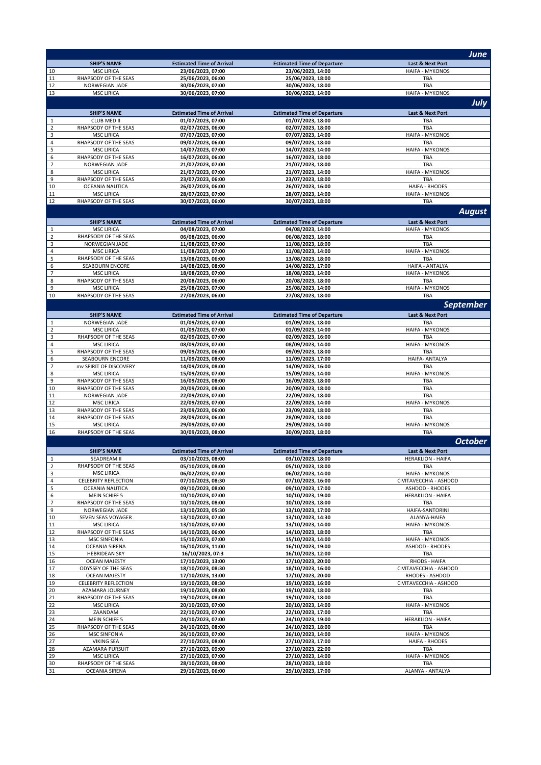## June

| | SHIP'S NAME | Estimated Time of Arrival | Estimated Time of Departure | Last & Next Port |
|---|---|---|---|---|
| 10 | MSC LIRICA | 23/06/2023, 07:00 | 23/06/2023, 14:00 | HAIFA - MYKONOS |
| 11 | RHAPSODY OF THE SEAS | 25/06/2023, 06:00 | 25/06/2023, 18:00 | TBA |
| 12 | NORWEGIAN JADE | 30/06/2023, 07:00 | 30/06/2023, 18:00 | TBA |
| 13 | MSC LIRICA | 30/06/2023, 07:00 | 30/06/2023, 14:00 | HAIFA - MYKONOS |

## July

| | SHIP'S NAME | Estimated Time of Arrival | Estimated Time of Departure | Last & Next Port |
|---|---|---|---|---|
| 1 | CLUB MED II | 01/07/2023, 07:00 | 01/07/2023, 18:00 | TBA |
| 2 | RHAPSODY OF THE SEAS | 02/07/2023, 06:00 | 02/07/2023, 18:00 | TBA |
| 3 | MSC LIRICA | 07/07/2023, 07:00 | 07/07/2023, 14:00 | HAIFA - MYKONOS |
| 4 | RHAPSODY OF THE SEAS | 09/07/2023, 06:00 | 09/07/2023, 18:00 | TBA |
| 5 | MSC LIRICA | 14/07/2023, 07:00 | 14/07/2023, 14:00 | HAIFA - MYKONOS |
| 6 | RHAPSODY OF THE SEAS | 16/07/2023, 06:00 | 16/07/2023, 18:00 | TBA |
| 7 | NORWEGIAN JADE | 21/07/2023, 07:00 | 21/07/2023, 18:00 | TBA |
| 8 | MSC LIRICA | 21/07/2023, 07:00 | 21/07/2023, 14:00 | HAIFA - MYKONOS |
| 9 | RHAPSODY OF THE SEAS | 23/07/2023, 06:00 | 23/07/2023, 18:00 | TBA |
| 10 | OCEANIA NAUTICA | 26/07/2023, 06:00 | 26/07/2023, 16:00 | HAIFA - RHODES |
| 11 | MSC LIRICA | 28/07/2023, 07:00 | 28/07/2023, 14:00 | HAIFA - MYKONOS |
| 12 | RHAPSODY OF THE SEAS | 30/07/2023, 06:00 | 30/07/2023, 18:00 | TBA |

## August

| | SHIP'S NAME | Estimated Time of Arrival | Estimated Time of Departure | Last & Next Port |
|---|---|---|---|---|
| 1 | MSC LIRICA | 04/08/2023, 07:00 | 04/08/2023, 14:00 | HAIFA - MYKONOS |
| 2 | RHAPSODY OF THE SEAS | 06/08/2023, 06:00 | 06/08/2023, 18:00 | TBA |
| 3 | NORWEGIAN JADE | 11/08/2023, 07:00 | 11/08/2023, 18:00 | TBA |
| 4 | MSC LIRICA | 11/08/2023, 07:00 | 11/08/2023, 14:00 | HAIFA - MYKONOS |
| 5 | RHAPSODY OF THE SEAS | 13/08/2023, 06:00 | 13/08/2023, 18:00 | TBA |
| 6 | SEABOURN ENCORE | 14/08/2023, 08:00 | 14/08/2023, 17:00 | HAIFA - ANTALYA |
| 7 | MSC LIRICA | 18/08/2023, 07:00 | 18/08/2023, 14:00 | HAIFA - MYKONOS |
| 8 | RHAPSODY OF THE SEAS | 20/08/2023, 06:00 | 20/08/2023, 18:00 | TBA |
| 9 | MSC LIRICA | 25/08/2023, 07:00 | 25/08/2023, 14:00 | HAIFA - MYKONOS |
| 10 | RHAPSODY OF THE SEAS | 27/08/2023, 06:00 | 27/08/2023, 18:00 | TBA |

## September

| | SHIP'S NAME | Estimated Time of Arrival | Estimated Time of Departure | Last & Next Port |
|---|---|---|---|---|
| 1 | NORWEGIAN JADE | 01/09/2023, 07:00 | 01/09/2023, 18:00 | TBA |
| 2 | MSC LIRICA | 01/09/2023, 07:00 | 01/09/2023, 14:00 | HAIFA - MYKONOS |
| 3 | RHAPSODY OF THE SEAS | 02/09/2023, 07:00 | 02/09/2023, 16:00 | TBA |
| 4 | MSC LIRICA | 08/09/2023, 07:00 | 08/09/2023, 14:00 | HAIFA - MYKONOS |
| 5 | RHAPSODY OF THE SEAS | 09/09/2023, 06:00 | 09/09/2023, 18:00 | TBA |
| 6 | SEABOURN ENCORE | 11/09/2023, 08:00 | 11/09/2023, 17:00 | HAIFA- ANTALYA |
| 7 | mv SPIRIT OF DISCOVERY | 14/09/2023, 08:00 | 14/09/2023, 16:00 | TBA |
| 8 | MSC LIRICA | 15/09/2023, 07:00 | 15/09/2023, 14:00 | HAIFA - MYKONOS |
| 9 | RHAPSODY OF THE SEAS | 16/09/2023, 08:00 | 16/09/2023, 18:00 | TBA |
| 10 | RHAPSODY OF THE SEAS | 20/09/2023, 08:00 | 20/09/2023, 18:00 | TBA |
| 11 | NORWEGIAN JADE | 22/09/2023, 07:00 | 22/09/2023, 18:00 | TBA |
| 12 | MSC LIRICA | 22/09/2023, 07:00 | 22/09/2023, 14:00 | HAIFA - MYKONOS |
| 13 | RHAPSODY OF THE SEAS | 23/09/2023, 06:00 | 23/09/2023, 18:00 | TBA |
| 14 | RHAPSODY OF THE SEAS | 28/09/2023, 06:00 | 28/09/2023, 18:00 | TBA |
| 15 | MSC LIRICA | 29/09/2023, 07:00 | 29/09/2023, 14:00 | HAIFA - MYKONOS |
| 16 | RHAPSODY OF THE SEAS | 30/09/2023, 08:00 | 30/09/2023, 18:00 | TBA |

## October

| | SHIP'S NAME | Estimated Time of Arrival | Estimated Time of Departure | Last & Next Port |
|---|---|---|---|---|
| 1 | SEADREAM II | 03/10/2023, 08:00 | 03/10/2023, 18:00 | HERAKLION - HAIFA |
| 2 | RHAPSODY OF THE SEAS | 05/10/2023, 08:00 | 05/10/2023, 18:00 | TBA |
| 3 | MSC LIRICA | 06/02/2023, 07:00 | 06/02/2023, 14:00 | HAIFA - MYKONOS |
| 4 | CELEBRITY REFLECTION | 07/10/2023, 08:30 | 07/10/2023, 16:00 | CIVITAVECCHIA - ASHDOD |
| 5 | OCEANIA NAUTICA | 09/10/2023, 08:00 | 09/10/2023, 17:00 | ASHDOD - RHODES |
| 6 | MEIN SCHIFF 5 | 10/10/2023, 07:00 | 10/10/2023, 19:00 | HERAKLION - HAIFA |
| 7 | RHAPSODY OF THE SEAS | 10/10/2023, 08:00 | 10/10/2023, 18:00 | TBA |
| 9 | NORWEGIAN JADE | 13/10/2023, 05:30 | 13/10/2023, 17:00 | HAIFA-SANTORINI |
| 10 | SEVEN SEAS VOYAGER | 13/10/2023, 07:00 | 13/10/2023, 14:30 | ALANYA-HAIFA |
| 11 | MSC LIRICA | 13/10/2023, 07:00 | 13/10/2023, 14:00 | HAIFA - MYKONOS |
| 12 | RHAPSODY OF THE SEAS | 14/10/2023, 06:00 | 14/10/2023, 18:00 | TBA |
| 13 | MSC SINFONIA | 15/10/2023, 07:00 | 15/10/2023, 14:00 | HAIFA - MYKONOS |
| 14 | OCEANIA SIRENA | 16/10/2023, 11:00 | 16/10/2023, 19:00 | ASHDOD - RHODES |
| 15 | HEBRIDEAN SKY | 16/10/2023, 07:3 | 16/10/2023, 12:00 | TBA |
| 16 | OCEAN MAJESTY | 17/10/2023, 13:00 | 17/10/2023, 20:00 | RHODS - HAIFA |
| 17 | ODYSSEY OF THE SEAS | 18/10/2023, 08:30 | 18/10/2023, 16:00 | CIVITAVECCHIA - ASHDOD |
| 18 | OCEAN MAJESTY | 17/10/2023, 13:00 | 17/10/2023, 20:00 | RHODES - ASHDOD |
| 19 | CELEBRITY REFLECTION | 19/10/2023, 08:30 | 19/10/2023, 16:00 | CIVITAVECCHIA - ASHDOD |
| 20 | AZAMARA JOURNEY | 19/10/2023, 08:00 | 19/10/2023, 18:00 | TBA |
| 21 | RHAPSODY OF THE SEAS | 19/10/2023, 08:00 | 19/10/2023, 18:00 | TBA |
| 22 | MSC LIRICA | 20/10/2023, 07:00 | 20/10/2023, 14:00 | HAIFA - MYKONOS |
| 23 | ZAANDAM | 22/10/2023, 07:00 | 22/10/2023, 17:00 | TBA |
| 24 | MEIN SCHIFF 5 | 24/10/2023, 07:00 | 24/10/2023, 19:00 | HERAKLION - HAIFA |
| 25 | RHAPSODY OF THE SEAS | 24/10/2023, 08:00 | 24/10/2023, 18:00 | TBA |
| 26 | MSC SINFONIA | 26/10/2023, 07:00 | 26/10/2023, 14:00 | HAIFA - MYKONOS |
| 27 | VIKING SEA | 27/10/2023, 08:00 | 27/10/2023, 17:00 | HAIFA - RHODES |
| 28 | AZAMARA PURSUIT | 27/10/2023, 09:00 | 27/10/2023, 22:00 | TBA |
| 29 | MSC LIRICA | 27/10/2023, 07:00 | 27/10/2023, 14:00 | HAIFA - MYKONOS |
| 30 | RHAPSODY OF THE SEAS | 28/10/2023, 08:00 | 28/10/2023, 18:00 | TBA |
| 31 | OCEANIA SIRENA | 29/10/2023, 06:00 | 29/10/2023, 17:00 | ALANYA - ANTALYA |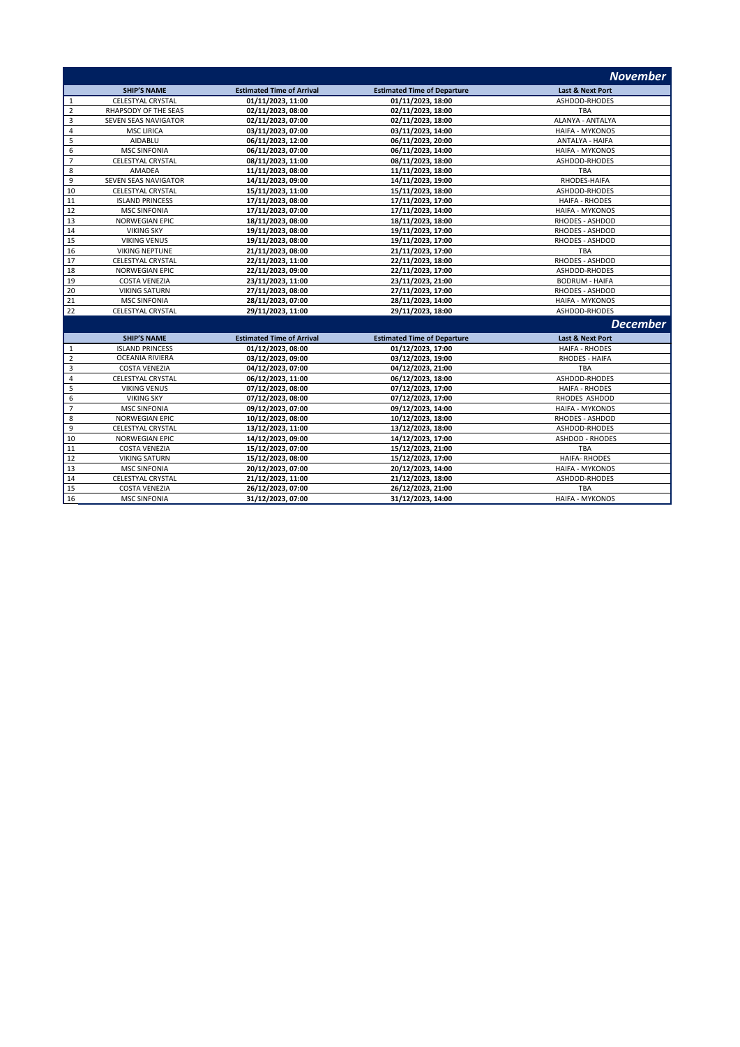## November

| | SHIP'S NAME | Estimated Time of Arrival | Estimated Time of Departure | Last & Next Port |
|---|---|---|---|---|
| 1 | CELESTYAL CRYSTAL | 01/11/2023, 11:00 | 01/11/2023, 18:00 | ASHDOD-RHODES |
| 2 | RHAPSODY OF THE SEAS | 02/11/2023, 08:00 | 02/11/2023, 18:00 | TBA |
| 3 | SEVEN SEAS NAVIGATOR | 02/11/2023, 07:00 | 02/11/2023, 18:00 | ALANYA - ANTALYA |
| 4 | MSC LIRICA | 03/11/2023, 07:00 | 03/11/2023, 14:00 | HAIFA - MYKONOS |
| 5 | AIDABLU | 06/11/2023, 12:00 | 06/11/2023, 20:00 | ANTALYA - HAIFA |
| 6 | MSC SINFONIA | 06/11/2023, 07:00 | 06/11/2023, 14:00 | HAIFA - MYKONOS |
| 7 | CELESTYAL CRYSTAL | 08/11/2023, 11:00 | 08/11/2023, 18:00 | ASHDOD-RHODES |
| 8 | AMADEA | 11/11/2023, 08:00 | 11/11/2023, 18:00 | TBA |
| 9 | SEVEN SEAS NAVIGATOR | 14/11/2023, 09:00 | 14/11/2023, 19:00 | RHODES-HAIFA |
| 10 | CELESTYAL CRYSTAL | 15/11/2023, 11:00 | 15/11/2023, 18:00 | ASHDOD-RHODES |
| 11 | ISLAND PRINCESS | 17/11/2023, 08:00 | 17/11/2023, 17:00 | HAIFA - RHODES |
| 12 | MSC SINFONIA | 17/11/2023, 07:00 | 17/11/2023, 14:00 | HAIFA - MYKONOS |
| 13 | NORWEGIAN EPIC | 18/11/2023, 08:00 | 18/11/2023, 18:00 | RHODES - ASHDOD |
| 14 | VIKING SKY | 19/11/2023, 08:00 | 19/11/2023, 17:00 | RHODES - ASHDOD |
| 15 | VIKING VENUS | 19/11/2023, 08:00 | 19/11/2023, 17:00 | RHODES - ASHDOD |
| 16 | VIKING NEPTUNE | 21/11/2023, 08:00 | 21/11/2023, 17:00 | TBA |
| 17 | CELESTYAL CRYSTAL | 22/11/2023, 11:00 | 22/11/2023, 18:00 | RHODES - ASHDOD |
| 18 | NORWEGIAN EPIC | 22/11/2023, 09:00 | 22/11/2023, 17:00 | ASHDOD-RHODES |
| 19 | COSTA VENEZIA | 23/11/2023, 11:00 | 23/11/2023, 21:00 | BODRUM - HAIFA |
| 20 | VIKING SATURN | 27/11/2023, 08:00 | 27/11/2023, 17:00 | RHODES - ASHDOD |
| 21 | MSC SINFONIA | 28/11/2023, 07:00 | 28/11/2023, 14:00 | HAIFA - MYKONOS |
| 22 | CELESTYAL CRYSTAL | 29/11/2023, 11:00 | 29/11/2023, 18:00 | ASHDOD-RHODES |

## December

| | SHIP'S NAME | Estimated Time of Arrival | Estimated Time of Departure | Last & Next Port |
|---|---|---|---|---|
| 1 | ISLAND PRINCESS | 01/12/2023, 08:00 | 01/12/2023, 17:00 | HAIFA - RHODES |
| 2 | OCEANIA RIVIERA | 03/12/2023, 09:00 | 03/12/2023, 19:00 | RHODES - HAIFA |
| 3 | COSTA VENEZIA | 04/12/2023, 07:00 | 04/12/2023, 21:00 | TBA |
| 4 | CELESTYAL CRYSTAL | 06/12/2023, 11:00 | 06/12/2023, 18:00 | ASHDOD-RHODES |
| 5 | VIKING VENUS | 07/12/2023, 08:00 | 07/12/2023, 17:00 | HAIFA - RHODES |
| 6 | VIKING SKY | 07/12/2023, 08:00 | 07/12/2023, 17:00 | RHODES ASHDOD |
| 7 | MSC SINFONIA | 09/12/2023, 07:00 | 09/12/2023, 14:00 | HAIFA - MYKONOS |
| 8 | NORWEGIAN EPIC | 10/12/2023, 08:00 | 10/12/2023, 18:00 | RHODES - ASHDOD |
| 9 | CELESTYAL CRYSTAL | 13/12/2023, 11:00 | 13/12/2023, 18:00 | ASHDOD-RHODES |
| 10 | NORWEGIAN EPIC | 14/12/2023, 09:00 | 14/12/2023, 17:00 | ASHDOD - RHODES |
| 11 | COSTA VENEZIA | 15/12/2023, 07:00 | 15/12/2023, 21:00 | TBA |
| 12 | VIKING SATURN | 15/12/2023, 08:00 | 15/12/2023, 17:00 | HAIFA- RHODES |
| 13 | MSC SINFONIA | 20/12/2023, 07:00 | 20/12/2023, 14:00 | HAIFA - MYKONOS |
| 14 | CELESTYAL CRYSTAL | 21/12/2023, 11:00 | 21/12/2023, 18:00 | ASHDOD-RHODES |
| 15 | COSTA VENEZIA | 26/12/2023, 07:00 | 26/12/2023, 21:00 | TBA |
| 16 | MSC SINFONIA | 31/12/2023, 07:00 | 31/12/2023, 14:00 | HAIFA - MYKONOS |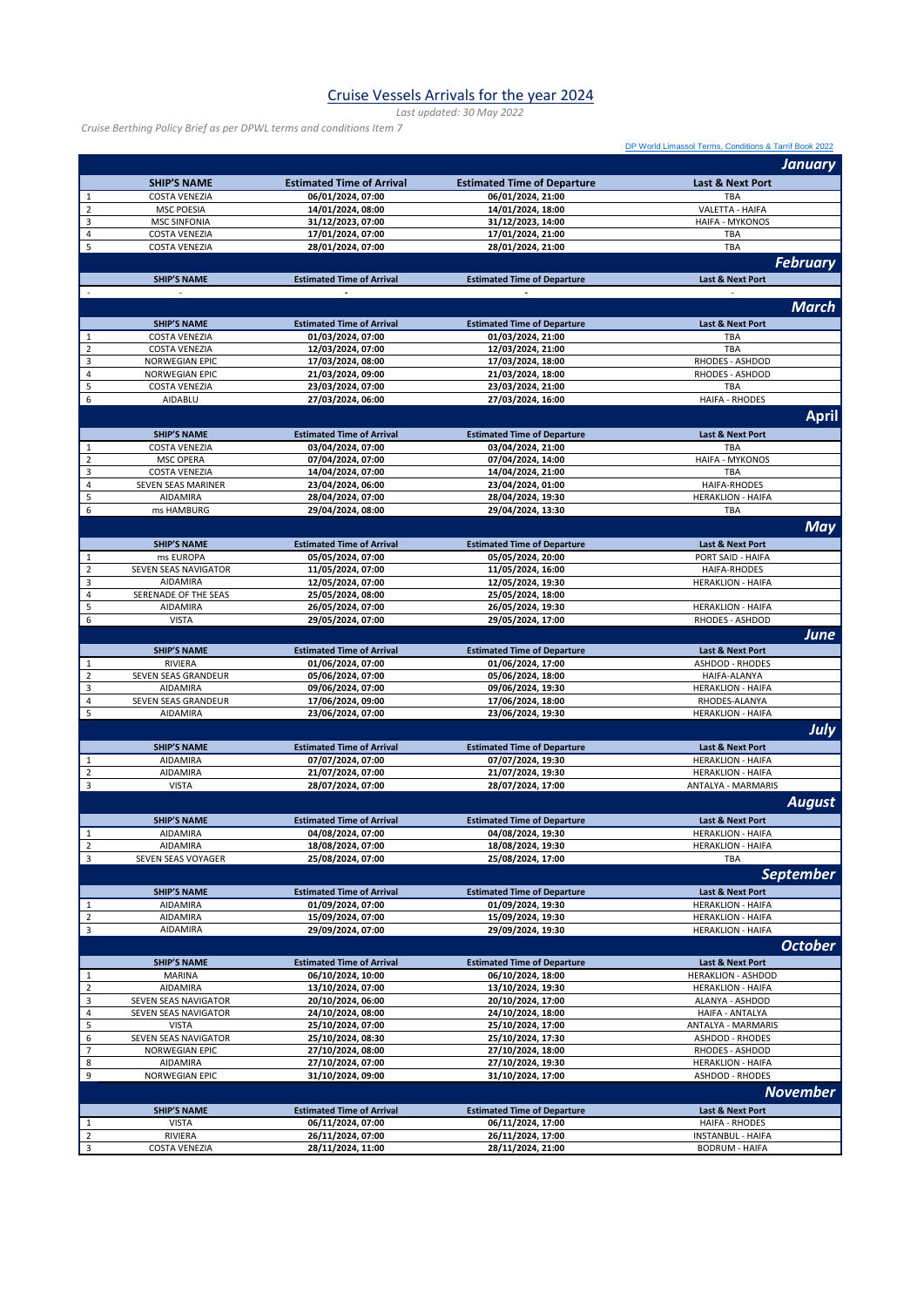# Cruise Vessels Arrivals for the year 2024

*Last updated: 30 May 2022*

*Cruise Berthing Policy Brief as per DPWL terms and conditions Item 7*

DP World Limassol Terms, Conditions & Tariff Book 2022

## January

| | SHIP'S NAME | Estimated Time of Arrival | Estimated Time of Departure | Last & Next Port |
|---|---|---|---|---|
| 1 | COSTA VENEZIA | 06/01/2024, 07:00 | 06/01/2024, 21:00 | TBA |
| 2 | MSC POESIA | 14/01/2024, 08:00 | 14/01/2024, 18:00 | VALETTA - HAIFA |
| 3 | MSC SINFONIA | 31/12/2023, 07:00 | 31/12/2023, 14:00 | HAIFA - MYKONOS |
| 4 | COSTA VENEZIA | 17/01/2024, 07:00 | 17/01/2024, 21:00 | TBA |
| 5 | COSTA VENEZIA | 28/01/2024, 07:00 | 28/01/2024, 21:00 | TBA |

## February

| | SHIP'S NAME | Estimated Time of Arrival | Estimated Time of Departure | Last & Next Port |
|---|---|---|---|---|
| - | - | - | - | - |

## March

| | SHIP'S NAME | Estimated Time of Arrival | Estimated Time of Departure | Last & Next Port |
|---|---|---|---|---|
| 1 | COSTA VENEZIA | 01/03/2024, 07:00 | 01/03/2024, 21:00 | TBA |
| 2 | COSTA VENEZIA | 12/03/2024, 07:00 | 12/03/2024, 21:00 | TBA |
| 3 | NORWEGIAN EPIC | 17/03/2024, 08:00 | 17/03/2024, 18:00 | RHODES - ASHDOD |
| 4 | NORWEGIAN EPIC | 21/03/2024, 09:00 | 21/03/2024, 18:00 | RHODES - ASHDOD |
| 5 | COSTA VENEZIA | 23/03/2024, 07:00 | 23/03/2024, 21:00 | TBA |
| 6 | AIDABLU | 27/03/2024, 06:00 | 27/03/2024, 16:00 | HAIFA - RHODES |

## April

| | SHIP'S NAME | Estimated Time of Arrival | Estimated Time of Departure | Last & Next Port |
|---|---|---|---|---|
| 1 | COSTA VENEZIA | 03/04/2024, 07:00 | 03/04/2024, 21:00 | TBA |
| 2 | MSC OPERA | 07/04/2024, 07:00 | 07/04/2024, 14:00 | HAIFA - MYKONOS |
| 3 | COSTA VENEZIA | 14/04/2024, 07:00 | 14/04/2024, 21:00 | TBA |
| 4 | SEVEN SEAS MARINER | 23/04/2024, 06:00 | 23/04/2024, 01:00 | HAIFA-RHODES |
| 5 | AIDAMIRA | 28/04/2024, 07:00 | 28/04/2024, 19:30 | HERAKLION - HAIFA |
| 6 | ms HAMBURG | 29/04/2024, 08:00 | 29/04/2024, 13:30 | TBA |

## May

| | SHIP'S NAME | Estimated Time of Arrival | Estimated Time of Departure | Last & Next Port |
|---|---|---|---|---|
| 1 | ms EUROPA | 05/05/2024, 07:00 | 05/05/2024, 20:00 | PORT SAID - HAIFA |
| 2 | SEVEN SEAS NAVIGATOR | 11/05/2024, 07:00 | 11/05/2024, 16:00 | HAIFA-RHODES |
| 3 | AIDAMIRA | 12/05/2024, 07:00 | 12/05/2024, 19:30 | HERAKLION - HAIFA |
| 4 | SERENADE OF THE SEAS | 25/05/2024, 08:00 | 25/05/2024, 18:00 | |
| 5 | AIDAMIRA | 26/05/2024, 07:00 | 26/05/2024, 19:30 | HERAKLION - HAIFA |
| 6 | VISTA | 29/05/2024, 07:00 | 29/05/2024, 17:00 | RHODES - ASHDOD |

## June

| | SHIP'S NAME | Estimated Time of Arrival | Estimated Time of Departure | Last & Next Port |
|---|---|---|---|---|
| 1 | RIVIERA | 01/06/2024, 07:00 | 01/06/2024, 17:00 | ASHDOD - RHODES |
| 2 | SEVEN SEAS GRANDEUR | 05/06/2024, 07:00 | 05/06/2024, 18:00 | HAIFA-ALANYA |
| 3 | AIDAMIRA | 09/06/2024, 07:00 | 09/06/2024, 19:30 | HERAKLION - HAIFA |
| 4 | SEVEN SEAS GRANDEUR | 17/06/2024, 09:00 | 17/06/2024, 18:00 | RHODES-ALANYA |
| 5 | AIDAMIRA | 23/06/2024, 07:00 | 23/06/2024, 19:30 | HERAKLION - HAIFA |

## July

| | SHIP'S NAME | Estimated Time of Arrival | Estimated Time of Departure | Last & Next Port |
|---|---|---|---|---|
| 1 | AIDAMIRA | 07/07/2024, 07:00 | 07/07/2024, 19:30 | HERAKLION - HAIFA |
| 2 | AIDAMIRA | 21/07/2024, 07:00 | 21/07/2024, 19:30 | HERAKLION - HAIFA |
| 3 | VISTA | 28/07/2024, 07:00 | 28/07/2024, 17:00 | ANTALYA - MARMARIS |

## August

| | SHIP'S NAME | Estimated Time of Arrival | Estimated Time of Departure | Last & Next Port |
|---|---|---|---|---|
| 1 | AIDAMIRA | 04/08/2024, 07:00 | 04/08/2024, 19:30 | HERAKLION - HAIFA |
| 2 | AIDAMIRA | 18/08/2024, 07:00 | 18/08/2024, 19:30 | HERAKLION - HAIFA |
| 3 | SEVEN SEAS VOYAGER | 25/08/2024, 07:00 | 25/08/2024, 17:00 | TBA |

## September

| | SHIP'S NAME | Estimated Time of Arrival | Estimated Time of Departure | Last & Next Port |
|---|---|---|---|---|
| 1 | AIDAMIRA | 01/09/2024, 07:00 | 01/09/2024, 19:30 | HERAKLION - HAIFA |
| 2 | AIDAMIRA | 15/09/2024, 07:00 | 15/09/2024, 19:30 | HERAKLION - HAIFA |
| 3 | AIDAMIRA | 29/09/2024, 07:00 | 29/09/2024, 19:30 | HERAKLION - HAIFA |

## October

| | SHIP'S NAME | Estimated Time of Arrival | Estimated Time of Departure | Last & Next Port |
|---|---|---|---|---|
| 1 | MARINA | 06/10/2024, 10:00 | 06/10/2024, 18:00 | HERAKLION - ASHDOD |
| 2 | AIDAMIRA | 13/10/2024, 07:00 | 13/10/2024, 19:30 | HERAKLION - HAIFA |
| 3 | SEVEN SEAS NAVIGATOR | 20/10/2024, 06:00 | 20/10/2024, 17:00 | ALANYA - ASHDOD |
| 4 | SEVEN SEAS NAVIGATOR | 24/10/2024, 08:00 | 24/10/2024, 18:00 | HAIFA - ANTALYA |
| 5 | VISTA | 25/10/2024, 07:00 | 25/10/2024, 17:00 | ANTALYA - MARMARIS |
| 6 | SEVEN SEAS NAVIGATOR | 25/10/2024, 08:30 | 25/10/2024, 17:30 | ASHDOD - RHODES |
| 7 | NORWEGIAN EPIC | 27/10/2024, 08:00 | 27/10/2024, 18:00 | RHODES - ASHDOD |
| 8 | AIDAMIRA | 27/10/2024, 07:00 | 27/10/2024, 19:30 | HERAKLION - HAIFA |
| 9 | NORWEGIAN EPIC | 31/10/2024, 09:00 | 31/10/2024, 17:00 | ASHDOD - RHODES |

## November

| | SHIP'S NAME | Estimated Time of Arrival | Estimated Time of Departure | Last & Next Port |
|---|---|---|---|---|
| 1 | VISTA | 06/11/2024, 07:00 | 06/11/2024, 17:00 | HAIFA - RHODES |
| 2 | RIVIERA | 26/11/2024, 07:00 | 26/11/2024, 17:00 | INSTANBUL - HAIFA |
| 3 | COSTA VENEZIA | 28/11/2024, 11:00 | 28/11/2024, 21:00 | BODRUM - HAIFA |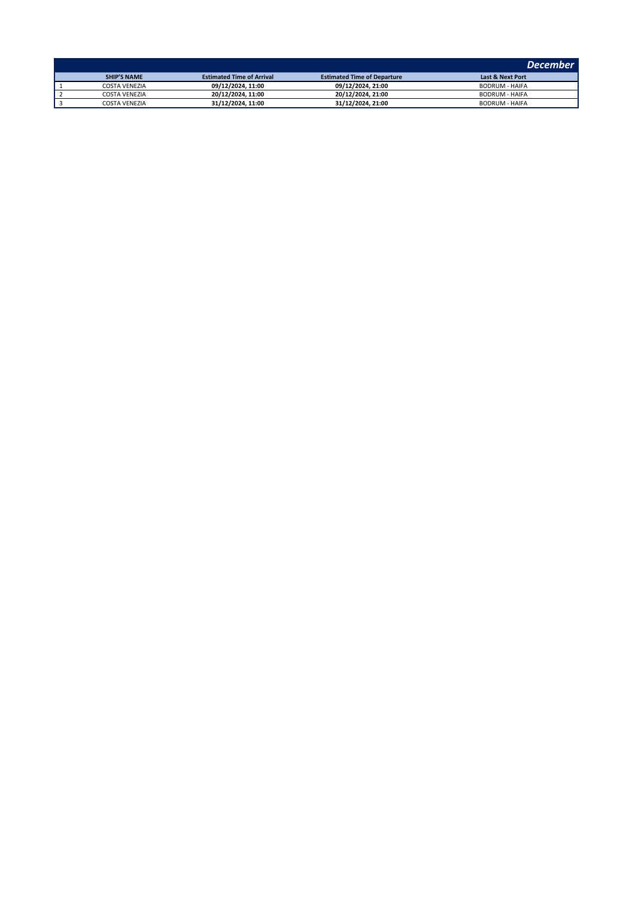## December

| | SHIP'S NAME | Estimated Time of Arrival | Estimated Time of Departure | Last & Next Port |
|---|---|---|---|---|
| 1 | COSTA VENEZIA | **09/12/2024, 11:00** | **09/12/2024, 21:00** | BODRUM - HAIFA |
| 2 | COSTA VENEZIA | **20/12/2024, 11:00** | **20/12/2024, 21:00** | BODRUM - HAIFA |
| 3 | COSTA VENEZIA | **31/12/2024, 11:00** | **31/12/2024, 21:00** | BODRUM - HAIFA |